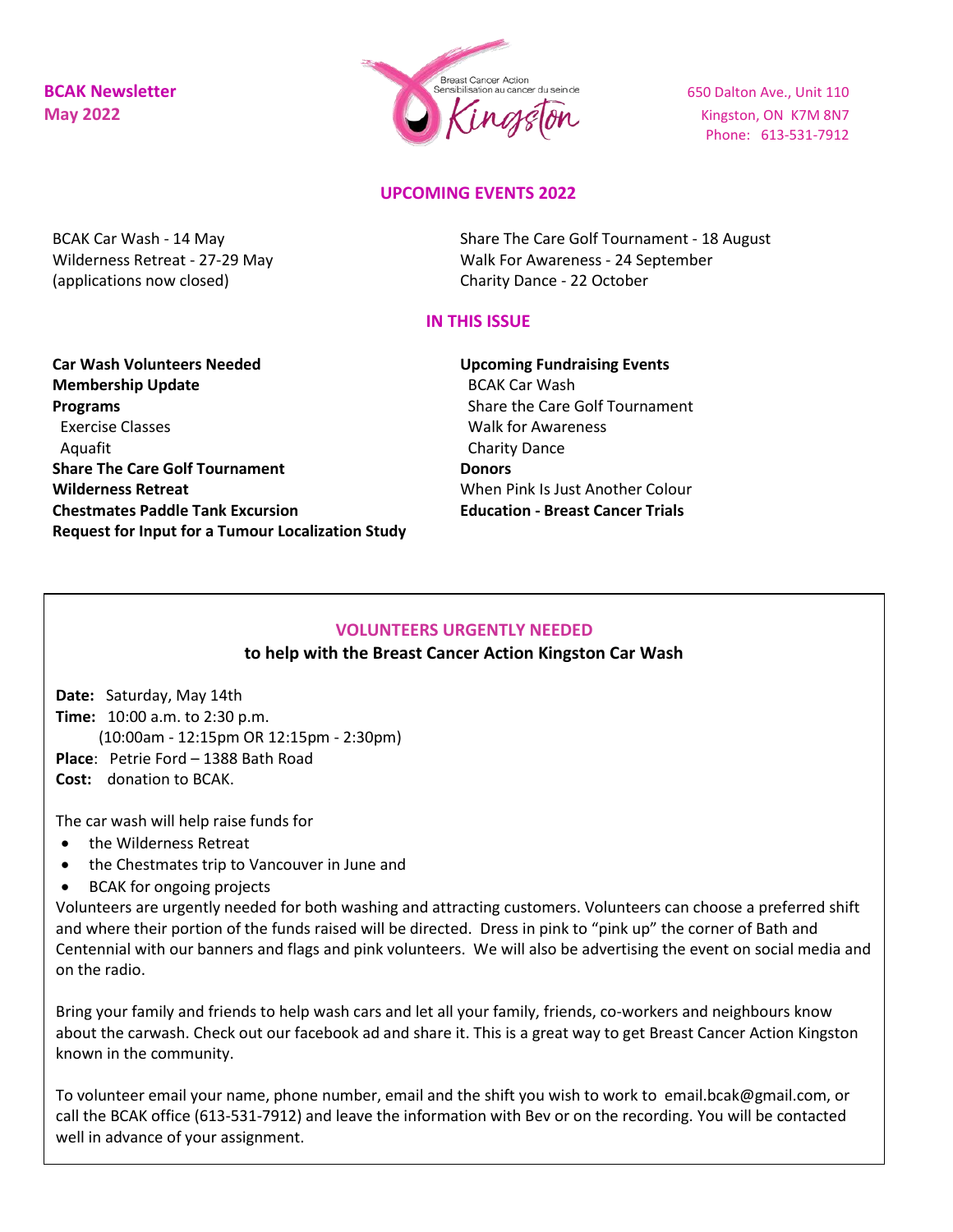**BCAK Newsletter**
**May 2022**

Breast Cancer Action
Sensibilisation au cancer du sein de
Kingston

650 Dalton Ave., Unit 110
Kingston, ON K7M 8N7
Phone: 613-531-7912

## UPCOMING EVENTS 2022

BCAK Car Wash - 14 May
Wilderness Retreat - 27-29 May
(applications now closed)
Share The Care Golf Tournament - 18 August
Walk For Awareness - 24 September
Charity Dance - 22 October

## IN THIS ISSUE

**Car Wash Volunteers Needed**
**Membership Update**
**Programs**
  Exercise Classes
  Aquafit
**Share The Care Golf Tournament**
**Wilderness Retreat**
**Chestmates Paddle Tank Excursion**
**Request for Input for a Tumour Localization Study**
**Upcoming Fundraising Events**
  BCAK Car Wash
  Share the Care Golf Tournament
  Walk for Awareness
  Charity Dance
**Donors**
When Pink Is Just Another Colour
**Education - Breast Cancer Trials**

## VOLUNTEERS URGENTLY NEEDED

**to help with the Breast Cancer Action Kingston Car Wash**

**Date:** Saturday, May 14th
**Time:** 10:00 a.m. to 2:30 p.m.
(10:00am - 12:15pm OR 12:15pm - 2:30pm)
**Place**: Petrie Ford – 1388 Bath Road
**Cost:** donation to BCAK.

The car wash will help raise funds for

- the Wilderness Retreat
- the Chestmates trip to Vancouver in June and
- BCAK for ongoing projects

Volunteers are urgently needed for both washing and attracting customers. Volunteers can choose a preferred shift and where their portion of the funds raised will be directed. Dress in pink to "pink up" the corner of Bath and Centennial with our banners and flags and pink volunteers. We will also be advertising the event on social media and on the radio.

Bring your family and friends to help wash cars and let all your family, friends, co-workers and neighbours know about the carwash. Check out our facebook ad and share it. This is a great way to get Breast Cancer Action Kingston known in the community.

To volunteer email your name, phone number, email and the shift you wish to work to email.bcak@gmail.com, or call the BCAK office (613-531-7912) and leave the information with Bev or on the recording. You will be contacted well in advance of your assignment.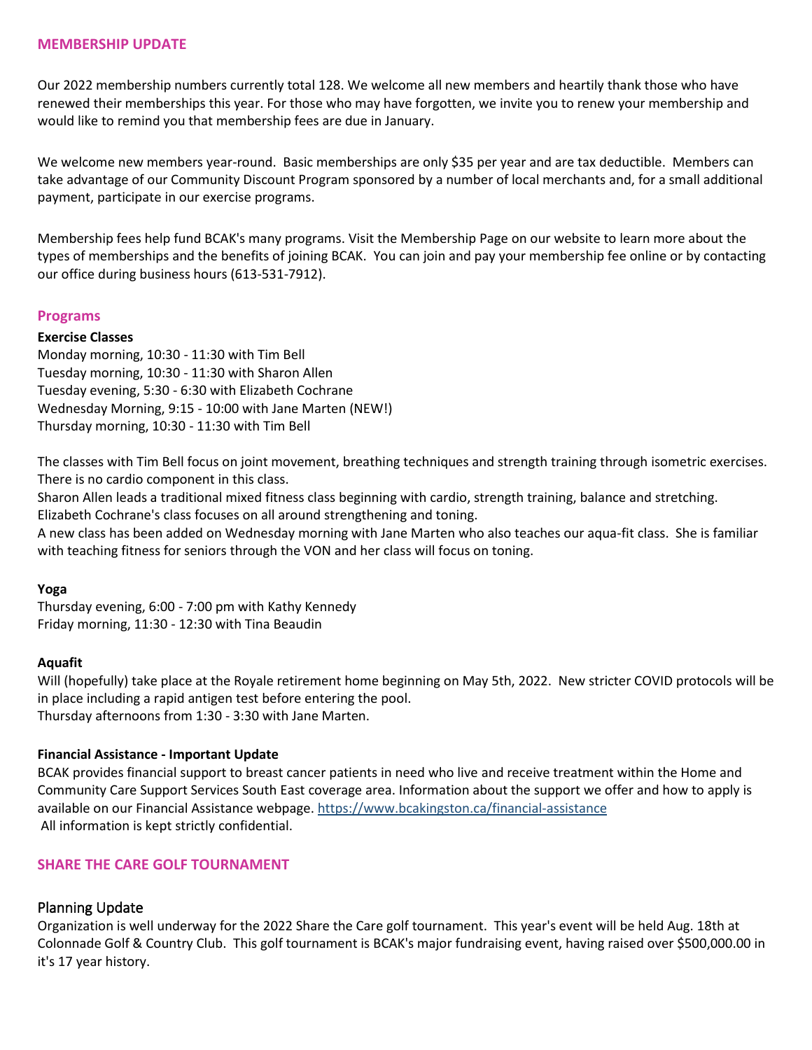## MEMBERSHIP UPDATE

Our 2022 membership numbers currently total 128. We welcome all new members and heartily thank those who have renewed their memberships this year. For those who may have forgotten, we invite you to renew your membership and would like to remind you that membership fees are due in January.

We welcome new members year-round. Basic memberships are only $35 per year and are tax deductible. Members can take advantage of our Community Discount Program sponsored by a number of local merchants and, for a small additional payment, participate in our exercise programs.

Membership fees help fund BCAK's many programs. Visit the Membership Page on our website to learn more about the types of memberships and the benefits of joining BCAK. You can join and pay your membership fee online or by contacting our office during business hours (613-531-7912).

## Programs

**Exercise Classes**

Monday morning, 10:30 - 11:30 with Tim Bell
Tuesday morning, 10:30 - 11:30 with Sharon Allen
Tuesday evening, 5:30 - 6:30 with Elizabeth Cochrane
Wednesday Morning, 9:15 - 10:00 with Jane Marten (NEW!)
Thursday morning, 10:30 - 11:30 with Tim Bell

The classes with Tim Bell focus on joint movement, breathing techniques and strength training through isometric exercises. There is no cardio component in this class.
Sharon Allen leads a traditional mixed fitness class beginning with cardio, strength training, balance and stretching.
Elizabeth Cochrane's class focuses on all around strengthening and toning.
A new class has been added on Wednesday morning with Jane Marten who also teaches our aqua-fit class. She is familiar with teaching fitness for seniors through the VON and her class will focus on toning.

**Yoga**

Thursday evening, 6:00 - 7:00 pm with Kathy Kennedy
Friday morning, 11:30 - 12:30 with Tina Beaudin

**Aquafit**

Will (hopefully) take place at the Royale retirement home beginning on May 5th, 2022. New stricter COVID protocols will be in place including a rapid antigen test before entering the pool.
Thursday afternoons from 1:30 - 3:30 with Jane Marten.

**Financial Assistance - Important Update**

BCAK provides financial support to breast cancer patients in need who live and receive treatment within the Home and Community Care Support Services South East coverage area. Information about the support we offer and how to apply is available on our Financial Assistance webpage. https://www.bcakingston.ca/financial-assistance
All information is kept strictly confidential.

## SHARE THE CARE GOLF TOURNAMENT

### Planning Update

Organization is well underway for the 2022 Share the Care golf tournament. This year's event will be held Aug. 18th at Colonnade Golf & Country Club. This golf tournament is BCAK's major fundraising event, having raised over $500,000.00 in it's 17 year history.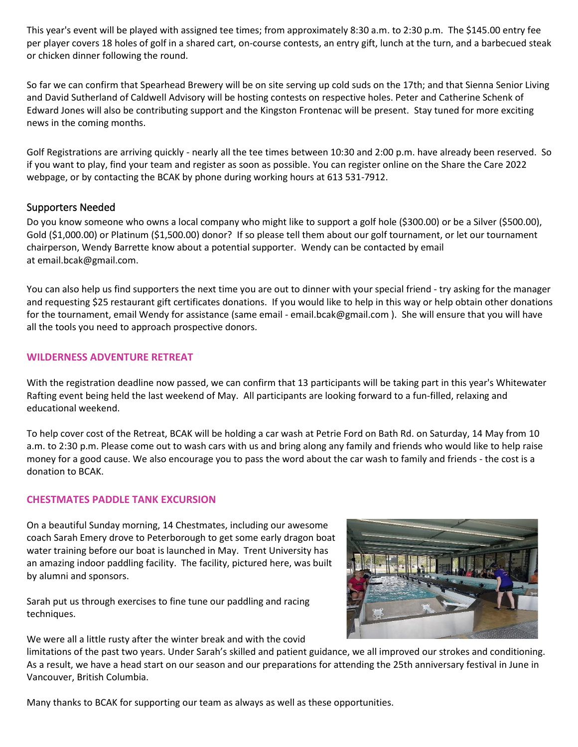This year's event will be played with assigned tee times; from approximately 8:30 a.m. to 2:30 p.m. The $145.00 entry fee per player covers 18 holes of golf in a shared cart, on-course contests, an entry gift, lunch at the turn, and a barbecued steak or chicken dinner following the round.

So far we can confirm that Spearhead Brewery will be on site serving up cold suds on the 17th; and that Sienna Senior Living and David Sutherland of Caldwell Advisory will be hosting contests on respective holes. Peter and Catherine Schenk of Edward Jones will also be contributing support and the Kingston Frontenac will be present. Stay tuned for more exciting news in the coming months.

Golf Registrations are arriving quickly - nearly all the tee times between 10:30 and 2:00 p.m. have already been reserved. So if you want to play, find your team and register as soon as possible. You can register online on the Share the Care 2022 webpage, or by contacting the BCAK by phone during working hours at 613 531-7912.

## Supporters Needed

Do you know someone who owns a local company who might like to support a golf hole ($300.00) or be a Silver ($500.00), Gold ($1,000.00) or Platinum ($1,500.00) donor? If so please tell them about our golf tournament, or let our tournament chairperson, Wendy Barrette know about a potential supporter. Wendy can be contacted by email at email.bcak@gmail.com.

You can also help us find supporters the next time you are out to dinner with your special friend - try asking for the manager and requesting $25 restaurant gift certificates donations. If you would like to help in this way or help obtain other donations for the tournament, email Wendy for assistance (same email - email.bcak@gmail.com ). She will ensure that you will have all the tools you need to approach prospective donors.

## WILDERNESS ADVENTURE RETREAT

With the registration deadline now passed, we can confirm that 13 participants will be taking part in this year's Whitewater Rafting event being held the last weekend of May. All participants are looking forward to a fun-filled, relaxing and educational weekend.

To help cover cost of the Retreat, BCAK will be holding a car wash at Petrie Ford on Bath Rd. on Saturday, 14 May from 10 a.m. to 2:30 p.m. Please come out to wash cars with us and bring along any family and friends who would like to help raise money for a good cause. We also encourage you to pass the word about the car wash to family and friends - the cost is a donation to BCAK.

## CHESTMATES PADDLE TANK EXCURSION

On a beautiful Sunday morning, 14 Chestmates, including our awesome coach Sarah Emery drove to Peterborough to get some early dragon boat water training before our boat is launched in May. Trent University has an amazing indoor paddling facility. The facility, pictured here, was built by alumni and sponsors.

Sarah put us through exercises to fine tune our paddling and racing techniques.

We were all a little rusty after the winter break and with the covid limitations of the past two years. Under Sarah's skilled and patient guidance, we all improved our strokes and conditioning. As a result, we have a head start on our season and our preparations for attending the 25th anniversary festival in June in Vancouver, British Columbia.

Many thanks to BCAK for supporting our team as always as well as these opportunities.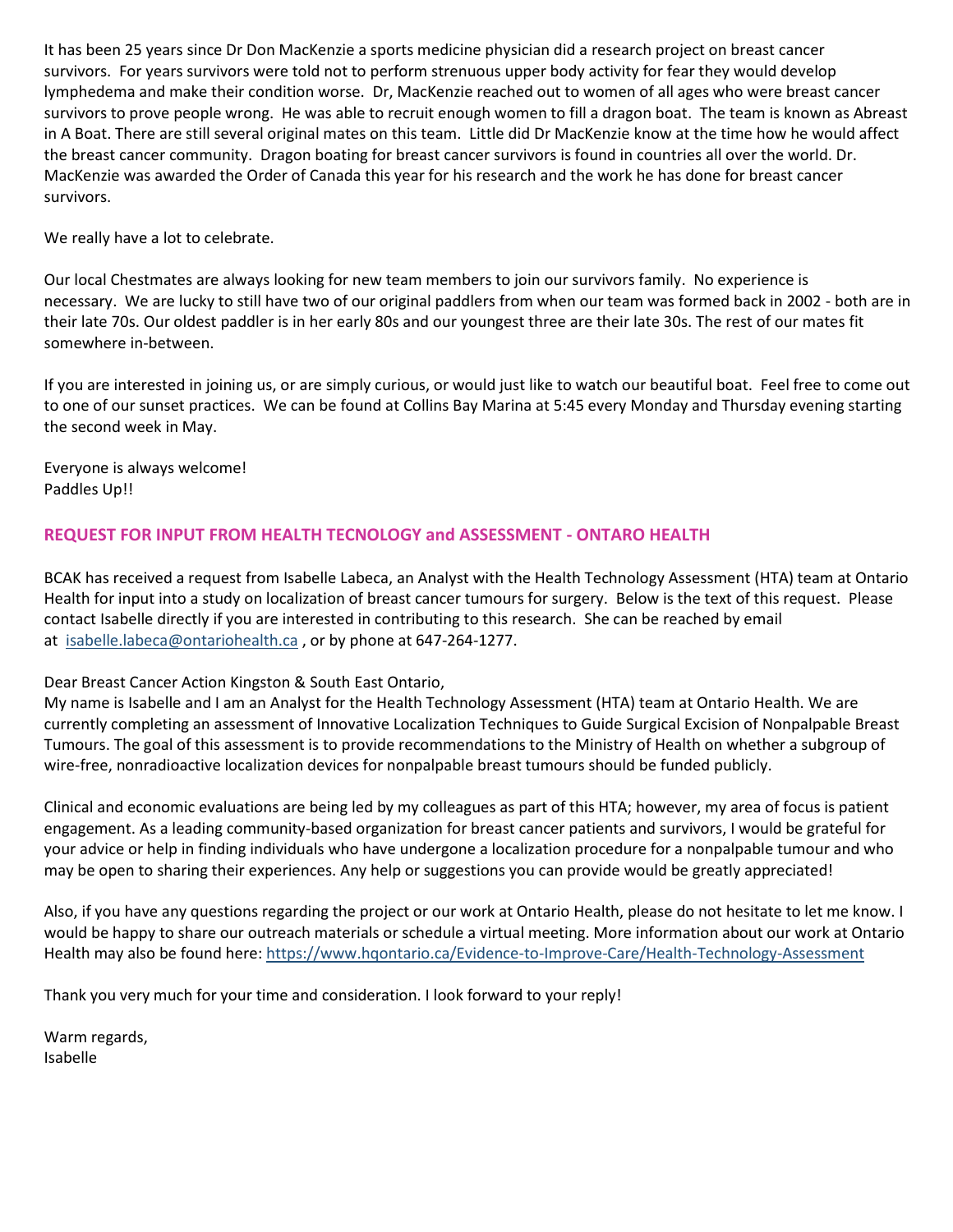It has been 25 years since Dr Don MacKenzie a sports medicine physician did a research project on breast cancer survivors. For years survivors were told not to perform strenuous upper body activity for fear they would develop lymphedema and make their condition worse. Dr, MacKenzie reached out to women of all ages who were breast cancer survivors to prove people wrong. He was able to recruit enough women to fill a dragon boat. The team is known as Abreast in A Boat. There are still several original mates on this team. Little did Dr MacKenzie know at the time how he would affect the breast cancer community. Dragon boating for breast cancer survivors is found in countries all over the world. Dr. MacKenzie was awarded the Order of Canada this year for his research and the work he has done for breast cancer survivors.

We really have a lot to celebrate.

Our local Chestmates are always looking for new team members to join our survivors family. No experience is necessary. We are lucky to still have two of our original paddlers from when our team was formed back in 2002 - both are in their late 70s. Our oldest paddler is in her early 80s and our youngest three are their late 30s. The rest of our mates fit somewhere in-between.

If you are interested in joining us, or are simply curious, or would just like to watch our beautiful boat. Feel free to come out to one of our sunset practices. We can be found at Collins Bay Marina at 5:45 every Monday and Thursday evening starting the second week in May.

Everyone is always welcome!
Paddles Up!!

## REQUEST FOR INPUT FROM HEALTH TECNOLOGY and ASSESSMENT - ONTARO HEALTH

BCAK has received a request from Isabelle Labeca, an Analyst with the Health Technology Assessment (HTA) team at Ontario Health for input into a study on localization of breast cancer tumours for surgery. Below is the text of this request. Please contact Isabelle directly if you are interested in contributing to this research. She can be reached by email at [isabelle.labeca@ontariohealth.ca](mailto:isabelle.labeca@ontariohealth.ca) , or by phone at 647-264-1277.

Dear Breast Cancer Action Kingston & South East Ontario,
My name is Isabelle and I am an Analyst for the Health Technology Assessment (HTA) team at Ontario Health. We are currently completing an assessment of Innovative Localization Techniques to Guide Surgical Excision of Nonpalpable Breast Tumours. The goal of this assessment is to provide recommendations to the Ministry of Health on whether a subgroup of wire-free, nonradioactive localization devices for nonpalpable breast tumours should be funded publicly.

Clinical and economic evaluations are being led by my colleagues as part of this HTA; however, my area of focus is patient engagement. As a leading community-based organization for breast cancer patients and survivors, I would be grateful for your advice or help in finding individuals who have undergone a localization procedure for a nonpalpable tumour and who may be open to sharing their experiences. Any help or suggestions you can provide would be greatly appreciated!

Also, if you have any questions regarding the project or our work at Ontario Health, please do not hesitate to let me know. I would be happy to share our outreach materials or schedule a virtual meeting. More information about our work at Ontario Health may also be found here: [https://www.hqontario.ca/Evidence-to-Improve-Care/Health-Technology-Assessment](https://www.hqontario.ca/Evidence-to-Improve-Care/Health-Technology-Assessment)

Thank you very much for your time and consideration. I look forward to your reply!

Warm regards,
Isabelle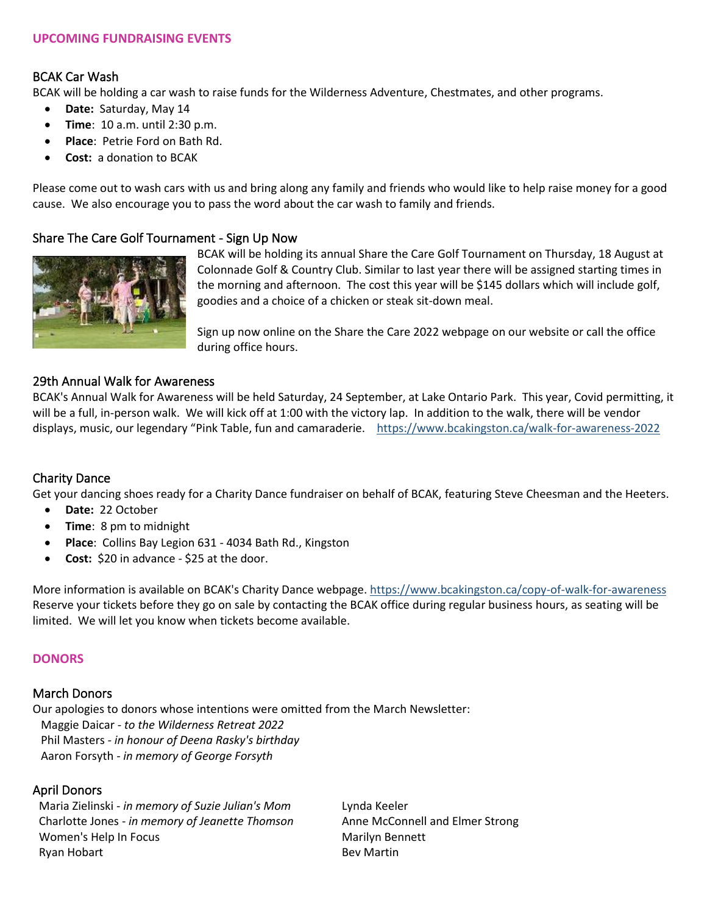## UPCOMING FUNDRAISING EVENTS

### BCAK Car Wash

BCAK will be holding a car wash to raise funds for the Wilderness Adventure, Chestmates, and other programs.

- **Date:** Saturday, May 14
- **Time**: 10 a.m. until 2:30 p.m.
- **Place**: Petrie Ford on Bath Rd.
- **Cost:** a donation to BCAK

Please come out to wash cars with us and bring along any family and friends who would like to help raise money for a good cause. We also encourage you to pass the word about the car wash to family and friends.

### Share The Care Golf Tournament - Sign Up Now

BCAK will be holding its annual Share the Care Golf Tournament on Thursday, 18 August at Colonnade Golf & Country Club. Similar to last year there will be assigned starting times in the morning and afternoon. The cost this year will be $145 dollars which will include golf, goodies and a choice of a chicken or steak sit-down meal.

Sign up now online on the Share the Care 2022 webpage on our website or call the office during office hours.

### 29th Annual Walk for Awareness

BCAK's Annual Walk for Awareness will be held Saturday, 24 September, at Lake Ontario Park. This year, Covid permitting, it will be a full, in-person walk. We will kick off at 1:00 with the victory lap. In addition to the walk, there will be vendor displays, music, our legendary "Pink Table, fun and camaraderie. https://www.bcakingston.ca/walk-for-awareness-2022

### Charity Dance

Get your dancing shoes ready for a Charity Dance fundraiser on behalf of BCAK, featuring Steve Cheesman and the Heeters.

- **Date:** 22 October
- **Time**: 8 pm to midnight
- **Place**: Collins Bay Legion 631 - 4034 Bath Rd., Kingston
- **Cost:** $20 in advance - $25 at the door.

More information is available on BCAK's Charity Dance webpage. https://www.bcakingston.ca/copy-of-walk-for-awareness
Reserve your tickets before they go on sale by contacting the BCAK office during regular business hours, as seating will be limited. We will let you know when tickets become available.

## DONORS

### March Donors

Our apologies to donors whose intentions were omitted from the March Newsletter:

Maggie Daicar - *to the Wilderness Retreat 2022*
Phil Masters - *in honour of Deena Rasky's birthday*
Aaron Forsyth - *in memory of George Forsyth*

### April Donors

Maria Zielinski - *in memory of Suzie Julian's Mom*
Charlotte Jones - *in memory of Jeanette Thomson*
Women's Help In Focus
Ryan Hobart
Lynda Keeler
Anne McConnell and Elmer Strong
Marilyn Bennett
Bev Martin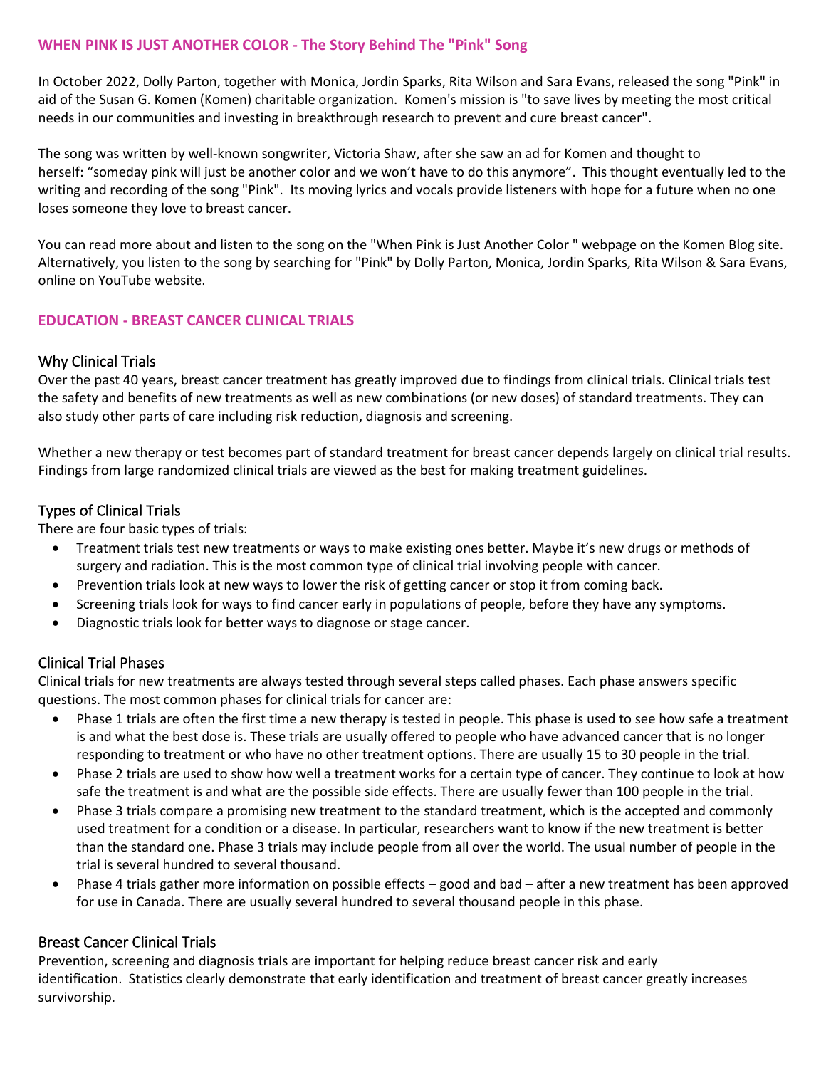## WHEN PINK IS JUST ANOTHER COLOR - The Story Behind The "Pink" Song

In October 2022, Dolly Parton, together with Monica, Jordin Sparks, Rita Wilson and Sara Evans, released the song "Pink" in aid of the Susan G. Komen (Komen) charitable organization. Komen's mission is "to save lives by meeting the most critical needs in our communities and investing in breakthrough research to prevent and cure breast cancer".

The song was written by well-known songwriter, Victoria Shaw, after she saw an ad for Komen and thought to herself: "someday pink will just be another color and we won't have to do this anymore". This thought eventually led to the writing and recording of the song "Pink". Its moving lyrics and vocals provide listeners with hope for a future when no one loses someone they love to breast cancer.

You can read more about and listen to the song on the "When Pink is Just Another Color " webpage on the Komen Blog site. Alternatively, you listen to the song by searching for "Pink" by Dolly Parton, Monica, Jordin Sparks, Rita Wilson & Sara Evans, online on YouTube website.

## EDUCATION - BREAST CANCER CLINICAL TRIALS

### Why Clinical Trials

Over the past 40 years, breast cancer treatment has greatly improved due to findings from clinical trials. Clinical trials test the safety and benefits of new treatments as well as new combinations (or new doses) of standard treatments. They can also study other parts of care including risk reduction, diagnosis and screening.

Whether a new therapy or test becomes part of standard treatment for breast cancer depends largely on clinical trial results. Findings from large randomized clinical trials are viewed as the best for making treatment guidelines.

### Types of Clinical Trials

There are four basic types of trials:

- Treatment trials test new treatments or ways to make existing ones better. Maybe it's new drugs or methods of surgery and radiation. This is the most common type of clinical trial involving people with cancer.
- Prevention trials look at new ways to lower the risk of getting cancer or stop it from coming back.
- Screening trials look for ways to find cancer early in populations of people, before they have any symptoms.
- Diagnostic trials look for better ways to diagnose or stage cancer.

### Clinical Trial Phases

Clinical trials for new treatments are always tested through several steps called phases. Each phase answers specific questions. The most common phases for clinical trials for cancer are:

- Phase 1 trials are often the first time a new therapy is tested in people. This phase is used to see how safe a treatment is and what the best dose is. These trials are usually offered to people who have advanced cancer that is no longer responding to treatment or who have no other treatment options. There are usually 15 to 30 people in the trial.
- Phase 2 trials are used to show how well a treatment works for a certain type of cancer. They continue to look at how safe the treatment is and what are the possible side effects. There are usually fewer than 100 people in the trial.
- Phase 3 trials compare a promising new treatment to the standard treatment, which is the accepted and commonly used treatment for a condition or a disease. In particular, researchers want to know if the new treatment is better than the standard one. Phase 3 trials may include people from all over the world. The usual number of people in the trial is several hundred to several thousand.
- Phase 4 trials gather more information on possible effects – good and bad – after a new treatment has been approved for use in Canada. There are usually several hundred to several thousand people in this phase.

### Breast Cancer Clinical Trials

Prevention, screening and diagnosis trials are important for helping reduce breast cancer risk and early identification. Statistics clearly demonstrate that early identification and treatment of breast cancer greatly increases survivorship.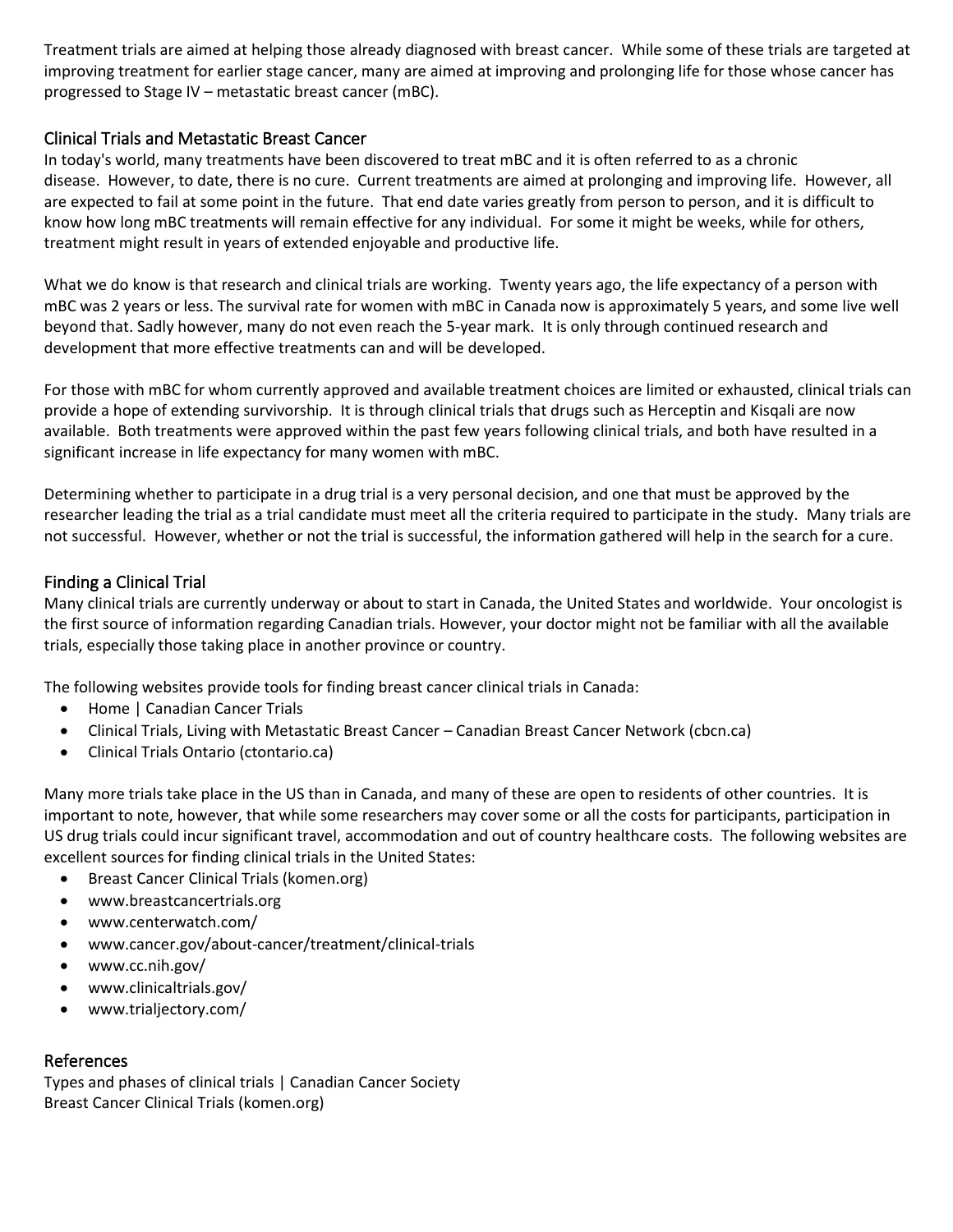Treatment trials are aimed at helping those already diagnosed with breast cancer. While some of these trials are targeted at improving treatment for earlier stage cancer, many are aimed at improving and prolonging life for those whose cancer has progressed to Stage IV – metastatic breast cancer (mBC).

## Clinical Trials and Metastatic Breast Cancer

In today's world, many treatments have been discovered to treat mBC and it is often referred to as a chronic disease. However, to date, there is no cure. Current treatments are aimed at prolonging and improving life. However, all are expected to fail at some point in the future. That end date varies greatly from person to person, and it is difficult to know how long mBC treatments will remain effective for any individual. For some it might be weeks, while for others, treatment might result in years of extended enjoyable and productive life.

What we do know is that research and clinical trials are working. Twenty years ago, the life expectancy of a person with mBC was 2 years or less. The survival rate for women with mBC in Canada now is approximately 5 years, and some live well beyond that. Sadly however, many do not even reach the 5-year mark. It is only through continued research and development that more effective treatments can and will be developed.

For those with mBC for whom currently approved and available treatment choices are limited or exhausted, clinical trials can provide a hope of extending survivorship. It is through clinical trials that drugs such as Herceptin and Kisqali are now available. Both treatments were approved within the past few years following clinical trials, and both have resulted in a significant increase in life expectancy for many women with mBC.

Determining whether to participate in a drug trial is a very personal decision, and one that must be approved by the researcher leading the trial as a trial candidate must meet all the criteria required to participate in the study. Many trials are not successful. However, whether or not the trial is successful, the information gathered will help in the search for a cure.

## Finding a Clinical Trial

Many clinical trials are currently underway or about to start in Canada, the United States and worldwide. Your oncologist is the first source of information regarding Canadian trials. However, your doctor might not be familiar with all the available trials, especially those taking place in another province or country.

The following websites provide tools for finding breast cancer clinical trials in Canada:

- Home | Canadian Cancer Trials
- Clinical Trials, Living with Metastatic Breast Cancer – Canadian Breast Cancer Network (cbcn.ca)
- Clinical Trials Ontario (ctontario.ca)

Many more trials take place in the US than in Canada, and many of these are open to residents of other countries. It is important to note, however, that while some researchers may cover some or all the costs for participants, participation in US drug trials could incur significant travel, accommodation and out of country healthcare costs. The following websites are excellent sources for finding clinical trials in the United States:

- Breast Cancer Clinical Trials (komen.org)
- www.breastcancertrials.org
- www.centerwatch.com/
- www.cancer.gov/about-cancer/treatment/clinical-trials
- www.cc.nih.gov/
- www.clinicaltrials.gov/
- www.trialjectory.com/

## References

Types and phases of clinical trials | Canadian Cancer Society
Breast Cancer Clinical Trials (komen.org)